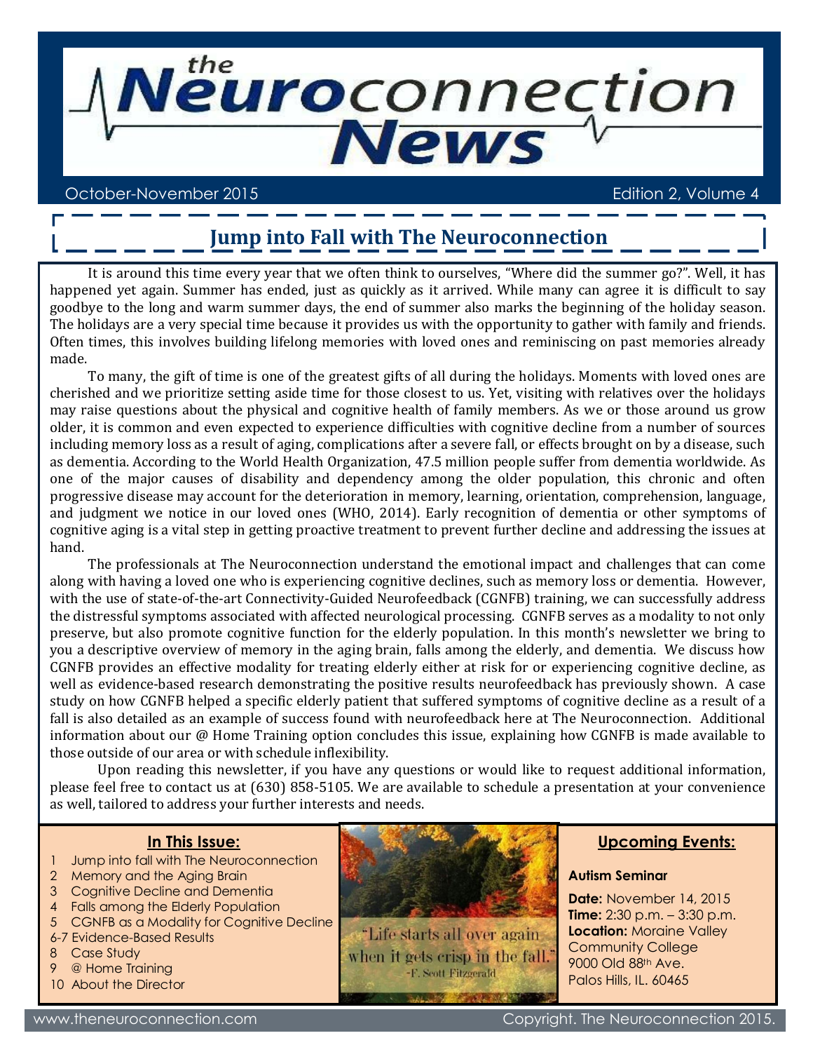# the Neuroconnection News

October-November 2015 Edition 2, Volume 4

## Jump into Fall with The Neuroconnection

It is around this time every year that we often think to ourselves, "Where did the summer go?". Well, it has happened yet again. Summer has ended, just as quickly as it arrived. While many can agree it is difficult to say goodbye to the long and warm summer days, the end of summer also marks the beginning of the holiday season. The holidays are a very special time because it provides us with the opportunity to gather with family and friends. Often times, this involves building lifelong memories with loved ones and reminiscing on past memories already made.

To many, the gift of time is one of the greatest gifts of all during the holidays. Moments with loved ones are cherished and we prioritize setting aside time for those closest to us. Yet, visiting with relatives over the holidays may raise questions about the physical and cognitive health of family members. As we or those around us grow older, it is common and even expected to experience difficulties with cognitive decline from a number of sources including memory loss as a result of aging, complications after a severe fall, or effects brought on by a disease, such as dementia. According to the World Health Organization, 47.5 million people suffer from dementia worldwide. As one of the major causes of disability and dependency among the older population, this chronic and often progressive disease may account for the deterioration in memory, learning, orientation, comprehension, language, and judgment we notice in our loved ones (WHO, 2014). Early recognition of dementia or other symptoms of cognitive aging is a vital step in getting proactive treatment to prevent further decline and addressing the issues at hand.

The professionals at The Neuroconnection understand the emotional impact and challenges that can come along with having a loved one who is experiencing cognitive declines, such as memory loss or dementia. However, with the use of state-of-the-art Connectivity-Guided Neurofeedback (CGNFB) training, we can successfully address the distressful symptoms associated with affected neurological processing. CGNFB serves as a modality to not only preserve, but also promote cognitive function for the elderly population. In this month's newsletter we bring to you a descriptive overview of memory in the aging brain, falls among the elderly, and dementia. We discuss how CGNFB provides an effective modality for treating elderly either at risk for or experiencing cognitive decline, as well as evidence-based research demonstrating the positive results neurofeedback has previously shown. A case study on how CGNFB helped a specific elderly patient that suffered symptoms of cognitive decline as a result of a fall is also detailed as an example of success found with neurofeedback here at The Neuroconnection. Additional information about our @ Home Training option concludes this issue, explaining how CGNFB is made available to those outside of our area or with schedule inflexibility.

Upon reading this newsletter, if you have any questions or would like to request additional information, please feel free to contact us at (630) 858-5105. We are available to schedule a presentation at your convenience as well, tailored to address your further interests and needs.

### In This Issue:

- 1 Jump into fall with The Neuroconnection
- 2 Memory and the Aging Brain
- 3 Cognitive Decline and Dementia
- 4 Falls among the Elderly Population
- 5 CGNFB as a Modality for Cognitive Decline
- 6-7 Evidence-Based Results
- 8 Case Study
- 9 @ Home Training
- 10 About the Director

"Life starts all over again when it gets crisp in the fall."
-F. Scott Fitzgerald

### Upcoming Events:

**Autism Seminar**

**Date:** November 14, 2015
**Time:** 2:30 p.m. – 3:30 p.m.
**Location:** Moraine Valley Community College
9000 Old 88th Ave.
Palos Hills, IL. 60465

www.theneuroconnection.com Copyright. The Neuroconnection 2015.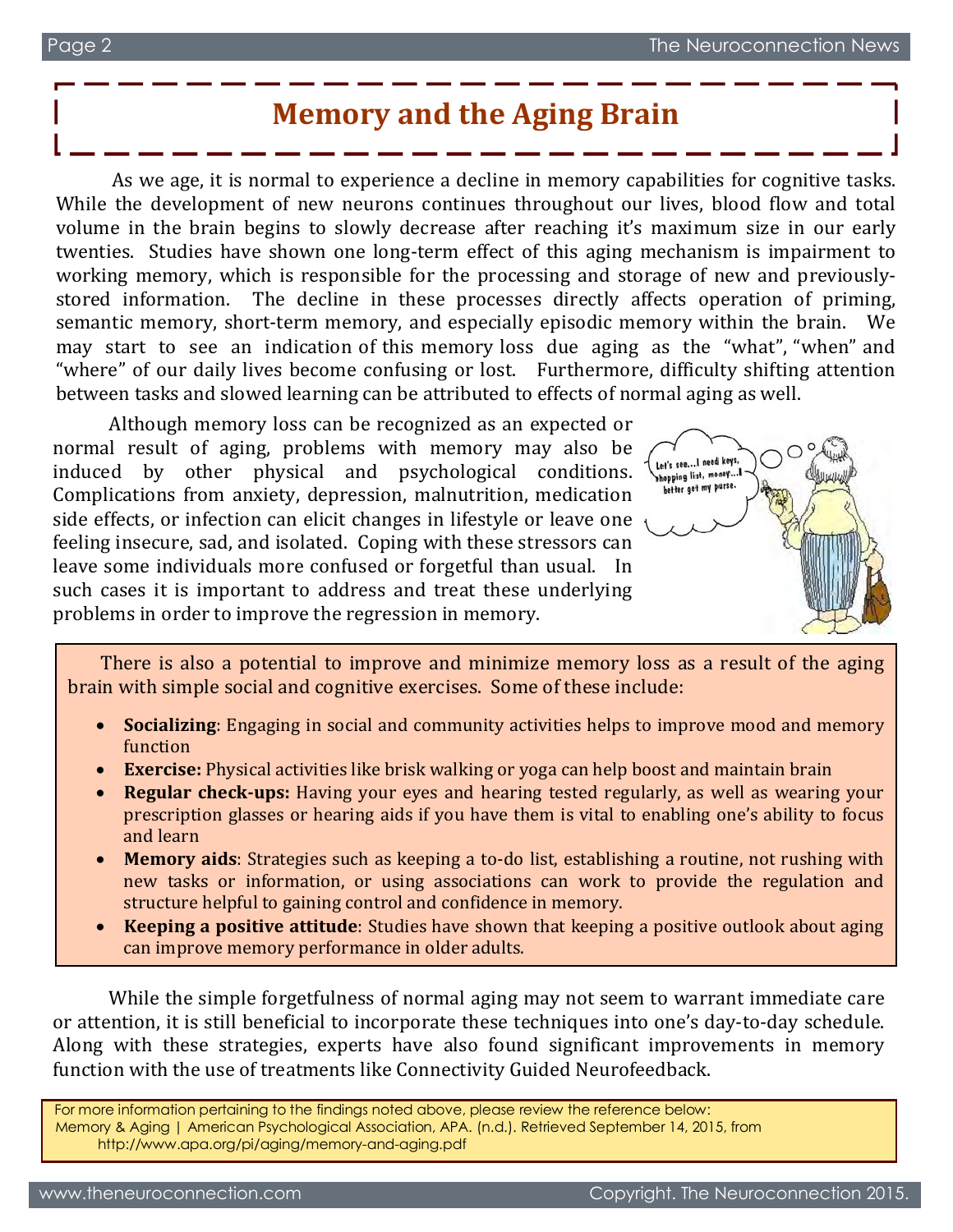# Memory and the Aging Brain

As we age, it is normal to experience a decline in memory capabilities for cognitive tasks. While the development of new neurons continues throughout our lives, blood flow and total volume in the brain begins to slowly decrease after reaching it's maximum size in our early twenties. Studies have shown one long-term effect of this aging mechanism is impairment to working memory, which is responsible for the processing and storage of new and previously-stored information. The decline in these processes directly affects operation of priming, semantic memory, short-term memory, and especially episodic memory within the brain. We may start to see an indication of this memory loss due aging as the "what", "when" and "where" of our daily lives become confusing or lost. Furthermore, difficulty shifting attention between tasks and slowed learning can be attributed to effects of normal aging as well.

Although memory loss can be recognized as an expected or normal result of aging, problems with memory may also be induced by other physical and psychological conditions. Complications from anxiety, depression, malnutrition, medication side effects, or infection can elicit changes in lifestyle or leave one feeling insecure, sad, and isolated. Coping with these stressors can leave some individuals more confused or forgetful than usual. In such cases it is important to address and treat these underlying problems in order to improve the regression in memory.

There is also a potential to improve and minimize memory loss as a result of the aging brain with simple social and cognitive exercises. Some of these include:

- **Socializing**: Engaging in social and community activities helps to improve mood and memory function
- **Exercise:** Physical activities like brisk walking or yoga can help boost and maintain brain
- **Regular check-ups:** Having your eyes and hearing tested regularly, as well as wearing your prescription glasses or hearing aids if you have them is vital to enabling one's ability to focus and learn
- **Memory aids**: Strategies such as keeping a to-do list, establishing a routine, not rushing with new tasks or information, or using associations can work to provide the regulation and structure helpful to gaining control and confidence in memory.
- **Keeping a positive attitude**: Studies have shown that keeping a positive outlook about aging can improve memory performance in older adults.

While the simple forgetfulness of normal aging may not seem to warrant immediate care or attention, it is still beneficial to incorporate these techniques into one's day-to-day schedule. Along with these strategies, experts have also found significant improvements in memory function with the use of treatments like Connectivity Guided Neurofeedback.

For more information pertaining to the findings noted above, please review the reference below:
Memory & Aging | American Psychological Association, APA. (n.d.). Retrieved September 14, 2015, from http://www.apa.org/pi/aging/memory-and-aging.pdf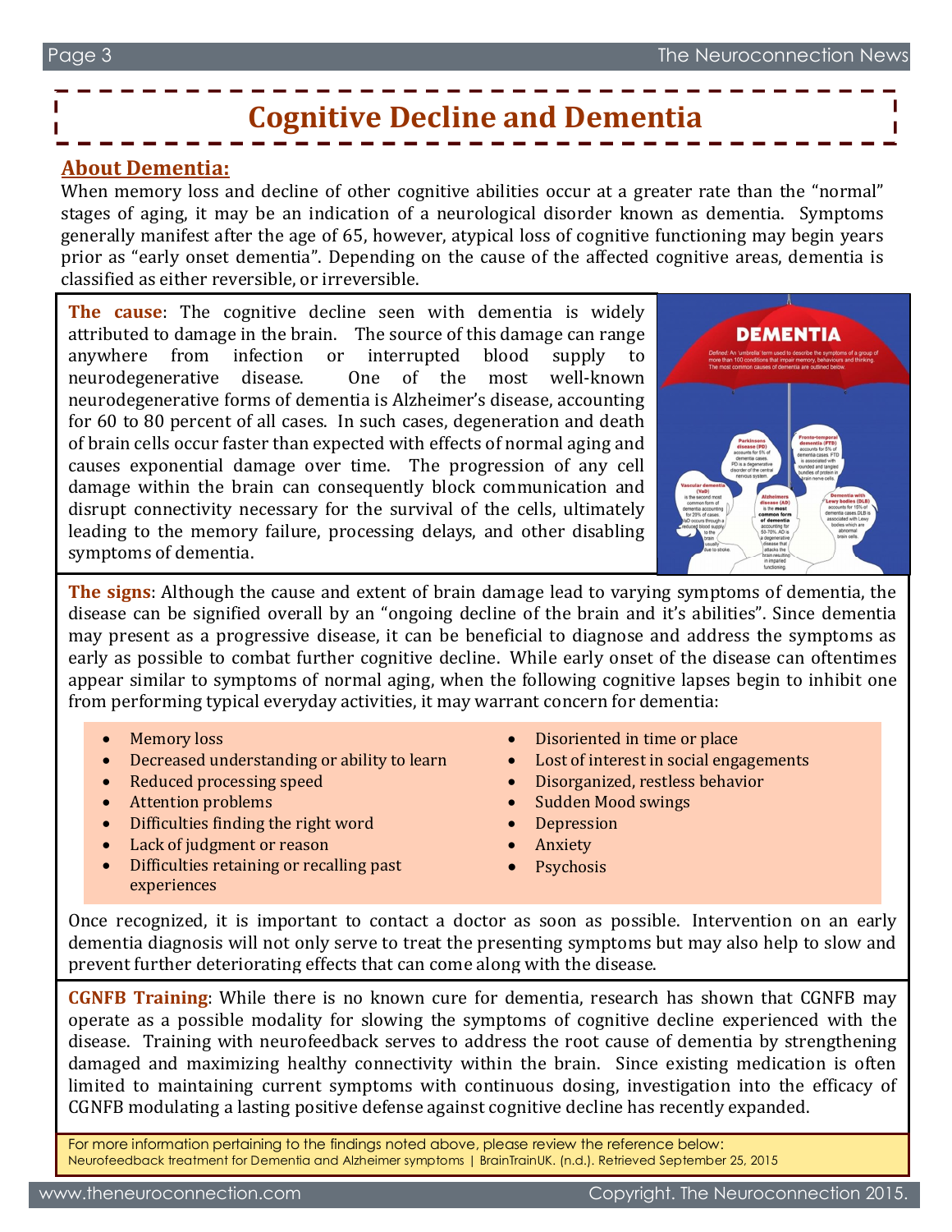# Cognitive Decline and Dementia

## About Dementia:

When memory loss and decline of other cognitive abilities occur at a greater rate than the "normal" stages of aging, it may be an indication of a neurological disorder known as dementia. Symptoms generally manifest after the age of 65, however, atypical loss of cognitive functioning may begin years prior as "early onset dementia". Depending on the cause of the affected cognitive areas, dementia is classified as either reversible, or irreversible.

**The cause**: The cognitive decline seen with dementia is widely attributed to damage in the brain. The source of this damage can range anywhere from infection or interrupted blood supply to neurodegenerative disease. One of the most well-known neurodegenerative forms of dementia is Alzheimer's disease, accounting for 60 to 80 percent of all cases. In such cases, degeneration and death of brain cells occur faster than expected with effects of normal aging and causes exponential damage over time. The progression of any cell damage within the brain can consequently block communication and disrupt connectivity necessary for the survival of the cells, ultimately leading to the memory failure, processing delays, and other disabling symptoms of dementia.

**The signs**: Although the cause and extent of brain damage lead to varying symptoms of dementia, the disease can be signified overall by an "ongoing decline of the brain and it's abilities". Since dementia may present as a progressive disease, it can be beneficial to diagnose and address the symptoms as early as possible to combat further cognitive decline. While early onset of the disease can oftentimes appear similar to symptoms of normal aging, when the following cognitive lapses begin to inhibit one from performing typical everyday activities, it may warrant concern for dementia:

- Memory loss
- Decreased understanding or ability to learn
- Reduced processing speed
- Attention problems
- Difficulties finding the right word
- Lack of judgment or reason
- Difficulties retaining or recalling past experiences
- Disoriented in time or place
- Lost of interest in social engagements
- Disorganized, restless behavior
- Sudden Mood swings
- Depression
- Anxiety
- Psychosis

Once recognized, it is important to contact a doctor as soon as possible. Intervention on an early dementia diagnosis will not only serve to treat the presenting symptoms but may also help to slow and prevent further deteriorating effects that can come along with the disease.

**CGNFB Training**: While there is no known cure for dementia, research has shown that CGNFB may operate as a possible modality for slowing the symptoms of cognitive decline experienced with the disease. Training with neurofeedback serves to address the root cause of dementia by strengthening damaged and maximizing healthy connectivity within the brain. Since existing medication is often limited to maintaining current symptoms with continuous dosing, investigation into the efficacy of CGNFB modulating a lasting positive defense against cognitive decline has recently expanded.

For more information pertaining to the findings noted above, please review the reference below:
Neurofeedback treatment for Dementia and Alzheimer symptoms | BrainTrainUK. (n.d.). Retrieved September 25, 2015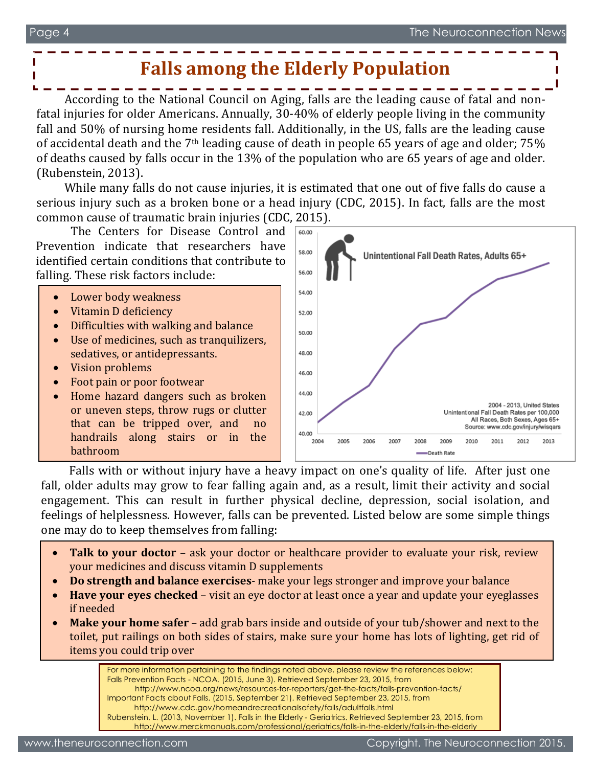# Falls among the Elderly Population

According to the National Council on Aging, falls are the leading cause of fatal and non-fatal injuries for older Americans. Annually, 30-40% of elderly people living in the community fall and 50% of nursing home residents fall. Additionally, in the US, falls are the leading cause of accidental death and the 7th leading cause of death in people 65 years of age and older; 75% of deaths caused by falls occur in the 13% of the population who are 65 years of age and older. (Rubenstein, 2013).

While many falls do not cause injuries, it is estimated that one out of five falls do cause a serious injury such as a broken bone or a head injury (CDC, 2015). In fact, falls are the most common cause of traumatic brain injuries (CDC, 2015).

The Centers for Disease Control and Prevention indicate that researchers have identified certain conditions that contribute to falling. These risk factors include:

- Lower body weakness
- Vitamin D deficiency
- Difficulties with walking and balance
- Use of medicines, such as tranquilizers, sedatives, or antidepressants.
- Vision problems
- Foot pain or poor footwear
- Home hazard dangers such as broken or uneven steps, throw rugs or clutter that can be tripped over, and no handrails along stairs or in the bathroom

**Unintentional Fall Death Rates, Adults 65+**

2004 - 2013, United States
Unintentional Fall Death Rates per 100,000
All Races, Both Sexes, Ages 65+
Source: www.cdc.gov/injury/wisqars

Falls with or without injury have a heavy impact on one's quality of life. After just one fall, older adults may grow to fear falling again and, as a result, limit their activity and social engagement. This can result in further physical decline, depression, social isolation, and feelings of helplessness. However, falls can be prevented. Listed below are some simple things one may do to keep themselves from falling:

- **Talk to your doctor** – ask your doctor or healthcare provider to evaluate your risk, review your medicines and discuss vitamin D supplements
- **Do strength and balance exercises**- make your legs stronger and improve your balance
- **Have your eyes checked** – visit an eye doctor at least once a year and update your eyeglasses if needed
- **Make your home safer** – add grab bars inside and outside of your tub/shower and next to the toilet, put railings on both sides of stairs, make sure your home has lots of lighting, get rid of items you could trip over

For more information pertaining to the findings noted above, please review the references below:
Falls Prevention Facts - NCOA. (2015, June 3). Retrieved September 23, 2015, from http://www.ncoa.org/news/resources-for-reporters/get-the-facts/falls-prevention-facts/
Important Facts about Falls. (2015, September 21). Retrieved September 23, 2015, from http://www.cdc.gov/homeandrecreationalsafety/falls/adultfalls.html
Rubenstein, L. (2013, November 1). Falls in the Elderly - Geriatrics. Retrieved September 23, 2015, from http://www.merckmanuals.com/professional/geriatrics/falls-in-the-elderly/falls-in-the-elderly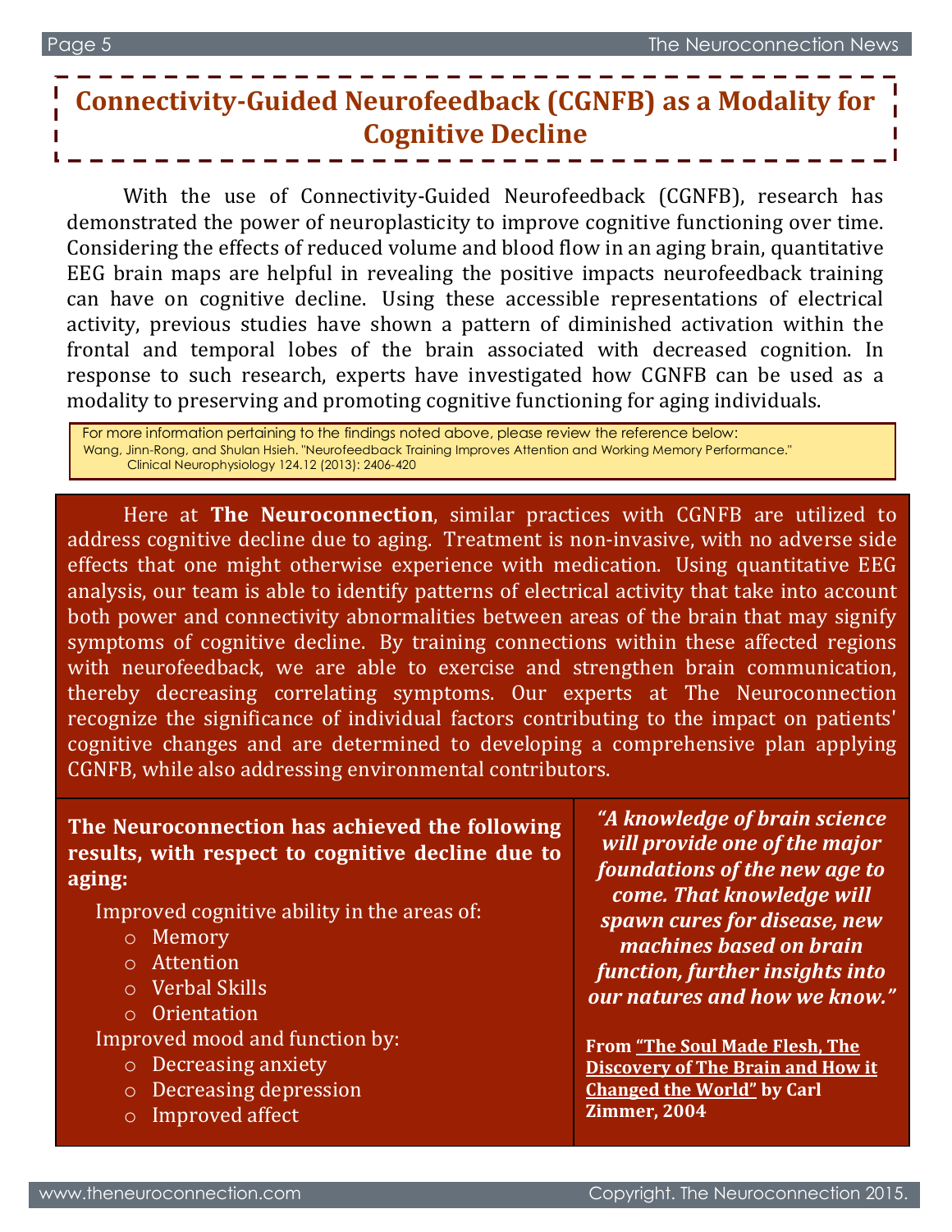# Connectivity-Guided Neurofeedback (CGNFB) as a Modality for Cognitive Decline

With the use of Connectivity-Guided Neurofeedback (CGNFB), research has demonstrated the power of neuroplasticity to improve cognitive functioning over time. Considering the effects of reduced volume and blood flow in an aging brain, quantitative EEG brain maps are helpful in revealing the positive impacts neurofeedback training can have on cognitive decline. Using these accessible representations of electrical activity, previous studies have shown a pattern of diminished activation within the frontal and temporal lobes of the brain associated with decreased cognition. In response to such research, experts have investigated how CGNFB can be used as a modality to preserving and promoting cognitive functioning for aging individuals.

For more information pertaining to the findings noted above, please review the reference below:
Wang, Jinn-Rong, and Shulan Hsieh. "Neurofeedback Training Improves Attention and Working Memory Performance." Clinical Neurophysiology 124.12 (2013): 2406-420

Here at **The Neuroconnection**, similar practices with CGNFB are utilized to address cognitive decline due to aging. Treatment is non-invasive, with no adverse side effects that one might otherwise experience with medication. Using quantitative EEG analysis, our team is able to identify patterns of electrical activity that take into account both power and connectivity abnormalities between areas of the brain that may signify symptoms of cognitive decline. By training connections within these affected regions with neurofeedback, we are able to exercise and strengthen brain communication, thereby decreasing correlating symptoms. Our experts at The Neuroconnection recognize the significance of individual factors contributing to the impact on patients' cognitive changes and are determined to developing a comprehensive plan applying CGNFB, while also addressing environmental contributors.

**The Neuroconnection has achieved the following results, with respect to cognitive decline due to aging:**

Improved cognitive ability in the areas of:
- Memory
- Attention
- Verbal Skills
- Orientation

Improved mood and function by:
- Decreasing anxiety
- Decreasing depression
- Improved affect

***"A knowledge of brain science will provide one of the major foundations of the new age to come. That knowledge will spawn cures for disease, new machines based on brain function, further insights into our natures and how we know."***

**From "The Soul Made Flesh, The Discovery of The Brain and How it Changed the World" by Carl Zimmer, 2004**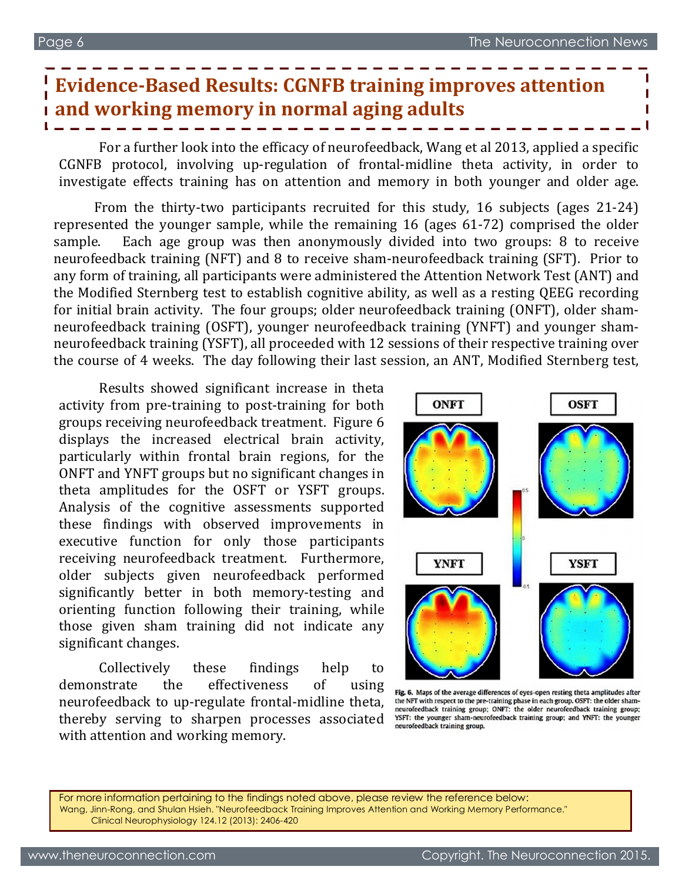## Evidence-Based Results: CGNFB training improves attention and working memory in normal aging adults

For a further look into the efficacy of neurofeedback, Wang et al 2013, applied a specific CGNFB protocol, involving up-regulation of frontal-midline theta activity, in order to investigate effects training has on attention and memory in both younger and older age.

From the thirty-two participants recruited for this study, 16 subjects (ages 21-24) represented the younger sample, while the remaining 16 (ages 61-72) comprised the older sample. Each age group was then anonymously divided into two groups: 8 to receive neurofeedback training (NFT) and 8 to receive sham-neurofeedback training (SFT). Prior to any form of training, all participants were administered the Attention Network Test (ANT) and the Modified Sternberg test to establish cognitive ability, as well as a resting QEEG recording for initial brain activity. The four groups; older neurofeedback training (ONFT), older sham-neurofeedback training (OSFT), younger neurofeedback training (YNFT) and younger sham-neurofeedback training (YSFT), all proceeded with 12 sessions of their respective training over the course of 4 weeks. The day following their last session, an ANT, Modified Sternberg test,

Results showed significant increase in theta activity from pre-training to post-training for both groups receiving neurofeedback treatment. Figure 6 displays the increased electrical brain activity, particularly within frontal brain regions, for the ONFT and YNFT groups but no significant changes in theta amplitudes for the OSFT or YSFT groups. Analysis of the cognitive assessments supported these findings with observed improvements in executive function for only those participants receiving neurofeedback treatment. Furthermore, older subjects given neurofeedback performed significantly better in both memory-testing and orienting function following their training, while those given sham training did not indicate any significant changes.

Collectively these findings help to demonstrate the effectiveness of using neurofeedback to up-regulate frontal-midline theta, thereby serving to sharpen processes associated with attention and working memory.

**Fig. 6.** Maps of the average differences of eyes-open resting theta amplitudes after the NFT with respect to the pre-training phase in each group. OSFT: the older sham-neurofeedback training group; ONFT: the older neurofeedback training group; YSFT: the younger sham-neurofeedback training group; and YNFT: the younger neurofeedback training group.

For more information pertaining to the findings noted above, please review the reference below:
Wang, Jinn-Rong, and Shulan Hsieh. "Neurofeedback Training Improves Attention and Working Memory Performance." Clinical Neurophysiology 124.12 (2013): 2406-420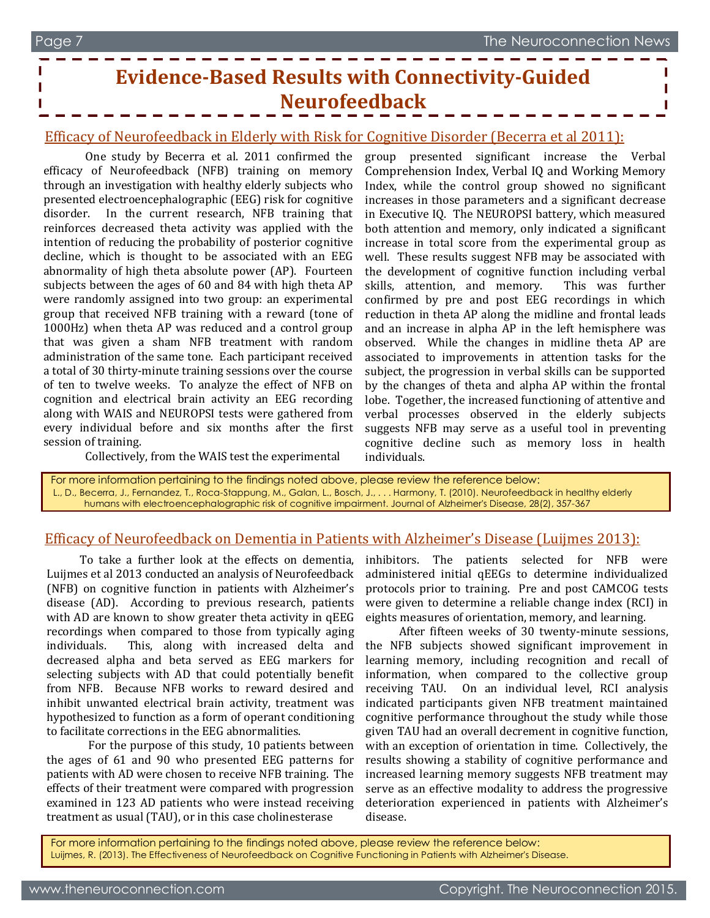# Evidence-Based Results with Connectivity-Guided Neurofeedback

## Efficacy of Neurofeedback in Elderly with Risk for Cognitive Disorder (Becerra et al 2011):

One study by Becerra et al. 2011 confirmed the efficacy of Neurofeedback (NFB) training on memory through an investigation with healthy elderly subjects who presented electroencephalographic (EEG) risk for cognitive disorder. In the current research, NFB training that reinforces decreased theta activity was applied with the intention of reducing the probability of posterior cognitive decline, which is thought to be associated with an EEG abnormality of high theta absolute power (AP). Fourteen subjects between the ages of 60 and 84 with high theta AP were randomly assigned into two group: an experimental group that received NFB training with a reward (tone of 1000Hz) when theta AP was reduced and a control group that was given a sham NFB treatment with random administration of the same tone. Each participant received a total of 30 thirty-minute training sessions over the course of ten to twelve weeks. To analyze the effect of NFB on cognition and electrical brain activity an EEG recording along with WAIS and NEUROPSI tests were gathered from every individual before and six months after the first session of training.

Collectively, from the WAIS test the experimental group presented significant increase the Verbal Comprehension Index, Verbal IQ and Working Memory Index, while the control group showed no significant increases in those parameters and a significant decrease in Executive IQ. The NEUROPSI battery, which measured both attention and memory, only indicated a significant increase in total score from the experimental group as well. These results suggest NFB may be associated with the development of cognitive function including verbal skills, attention, and memory. This was further confirmed by pre and post EEG recordings in which reduction in theta AP along the midline and frontal leads and an increase in alpha AP in the left hemisphere was observed. While the changes in midline theta AP are associated to improvements in attention tasks for the subject, the progression in verbal skills can be supported by the changes of theta and alpha AP within the frontal lobe. Together, the increased functioning of attentive and verbal processes observed in the elderly subjects suggests NFB may serve as a useful tool in preventing cognitive decline such as memory loss in health individuals.

For more information pertaining to the findings noted above, please review the reference below:
L., D., Becerra, J., Fernandez, T., Roca-Stappung, M., Galan, L., Bosch, J., . . . Harmony, T. (2010). Neurofeedback in healthy elderly humans with electroencephalographic risk of cognitive impairment. Journal of Alzheimer's Disease, 28(2), 357-367

## Efficacy of Neurofeedback on Dementia in Patients with Alzheimer's Disease (Luijmes 2013):

To take a further look at the effects on dementia, Luijmes et al 2013 conducted an analysis of Neurofeedback (NFB) on cognitive function in patients with Alzheimer's disease (AD). According to previous research, patients with AD are known to show greater theta activity in qEEG recordings when compared to those from typically aging individuals. This, along with increased delta and decreased alpha and beta served as EEG markers for selecting subjects with AD that could potentially benefit from NFB. Because NFB works to reward desired and inhibit unwanted electrical brain activity, treatment was hypothesized to function as a form of operant conditioning to facilitate corrections in the EEG abnormalities.

For the purpose of this study, 10 patients between the ages of 61 and 90 who presented EEG patterns for patients with AD were chosen to receive NFB training. The effects of their treatment were compared with progression examined in 123 AD patients who were instead receiving treatment as usual (TAU), or in this case cholinesterase inhibitors. The patients selected for NFB were administered initial qEEGs to determine individualized protocols prior to training. Pre and post CAMCOG tests were given to determine a reliable change index (RCI) in eights measures of orientation, memory, and learning.

After fifteen weeks of 30 twenty-minute sessions, the NFB subjects showed significant improvement in learning memory, including recognition and recall of information, when compared to the collective group receiving TAU. On an individual level, RCI analysis indicated participants given NFB treatment maintained cognitive performance throughout the study while those given TAU had an overall decrement in cognitive function, with an exception of orientation in time. Collectively, the results showing a stability of cognitive performance and increased learning memory suggests NFB treatment may serve as an effective modality to address the progressive deterioration experienced in patients with Alzheimer's disease.

For more information pertaining to the findings noted above, please review the reference below:
Luijmes, R. (2013). The Effectiveness of Neurofeedback on Cognitive Functioning in Patients with Alzheimer's Disease.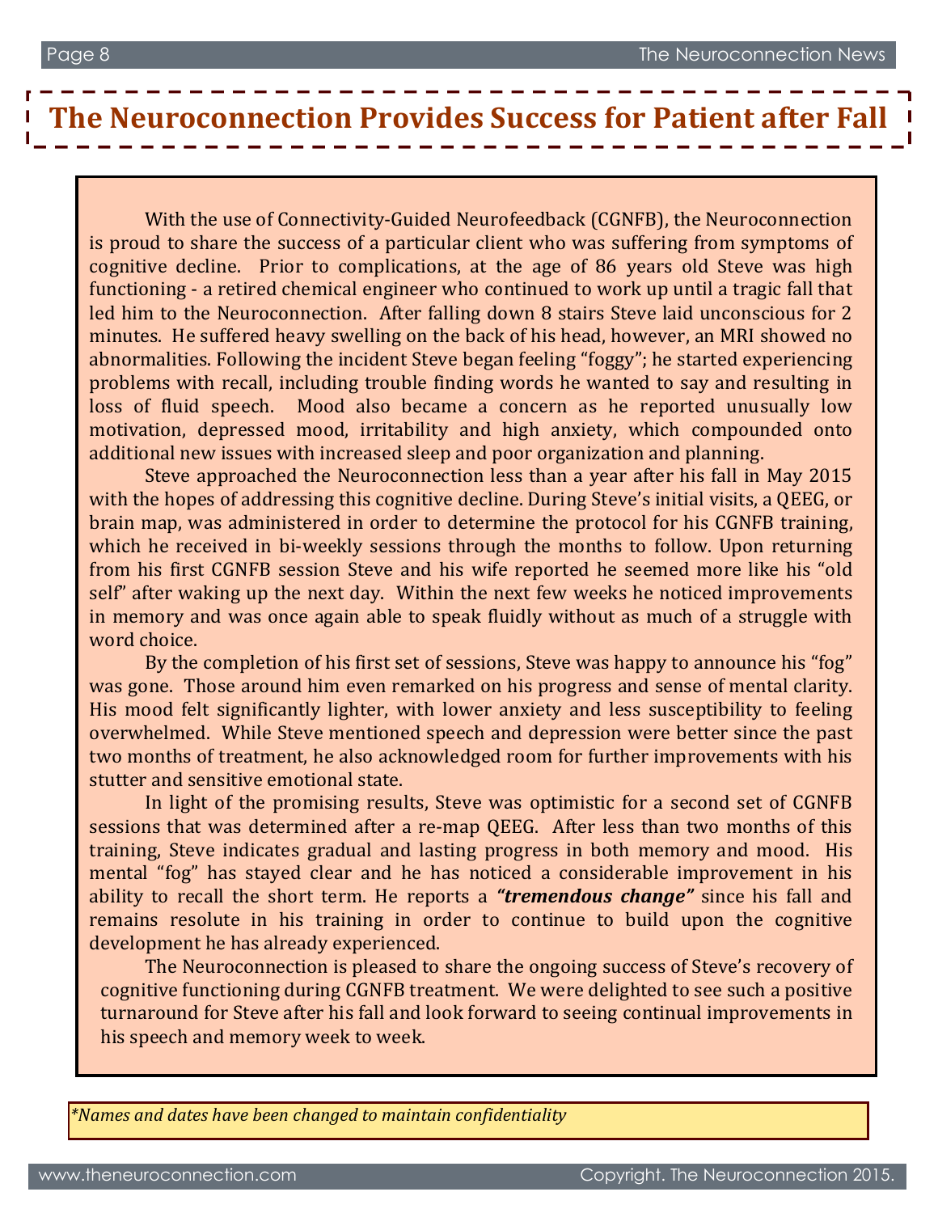# The Neuroconnection Provides Success for Patient after Fall

With the use of Connectivity-Guided Neurofeedback (CGNFB), the Neuroconnection is proud to share the success of a particular client who was suffering from symptoms of cognitive decline. Prior to complications, at the age of 86 years old Steve was high functioning - a retired chemical engineer who continued to work up until a tragic fall that led him to the Neuroconnection. After falling down 8 stairs Steve laid unconscious for 2 minutes. He suffered heavy swelling on the back of his head, however, an MRI showed no abnormalities. Following the incident Steve began feeling "foggy"; he started experiencing problems with recall, including trouble finding words he wanted to say and resulting in loss of fluid speech. Mood also became a concern as he reported unusually low motivation, depressed mood, irritability and high anxiety, which compounded onto additional new issues with increased sleep and poor organization and planning.

Steve approached the Neuroconnection less than a year after his fall in May 2015 with the hopes of addressing this cognitive decline. During Steve's initial visits, a QEEG, or brain map, was administered in order to determine the protocol for his CGNFB training, which he received in bi-weekly sessions through the months to follow. Upon returning from his first CGNFB session Steve and his wife reported he seemed more like his "old self" after waking up the next day. Within the next few weeks he noticed improvements in memory and was once again able to speak fluidly without as much of a struggle with word choice.

By the completion of his first set of sessions, Steve was happy to announce his "fog" was gone. Those around him even remarked on his progress and sense of mental clarity. His mood felt significantly lighter, with lower anxiety and less susceptibility to feeling overwhelmed. While Steve mentioned speech and depression were better since the past two months of treatment, he also acknowledged room for further improvements with his stutter and sensitive emotional state.

In light of the promising results, Steve was optimistic for a second set of CGNFB sessions that was determined after a re-map QEEG. After less than two months of this training, Steve indicates gradual and lasting progress in both memory and mood. His mental "fog" has stayed clear and he has noticed a considerable improvement in his ability to recall the short term. He reports a ***"tremendous change"*** since his fall and remains resolute in his training in order to continue to build upon the cognitive development he has already experienced.

The Neuroconnection is pleased to share the ongoing success of Steve's recovery of cognitive functioning during CGNFB treatment. We were delighted to see such a positive turnaround for Steve after his fall and look forward to seeing continual improvements in his speech and memory week to week.

*\*Names and dates have been changed to maintain confidentiality*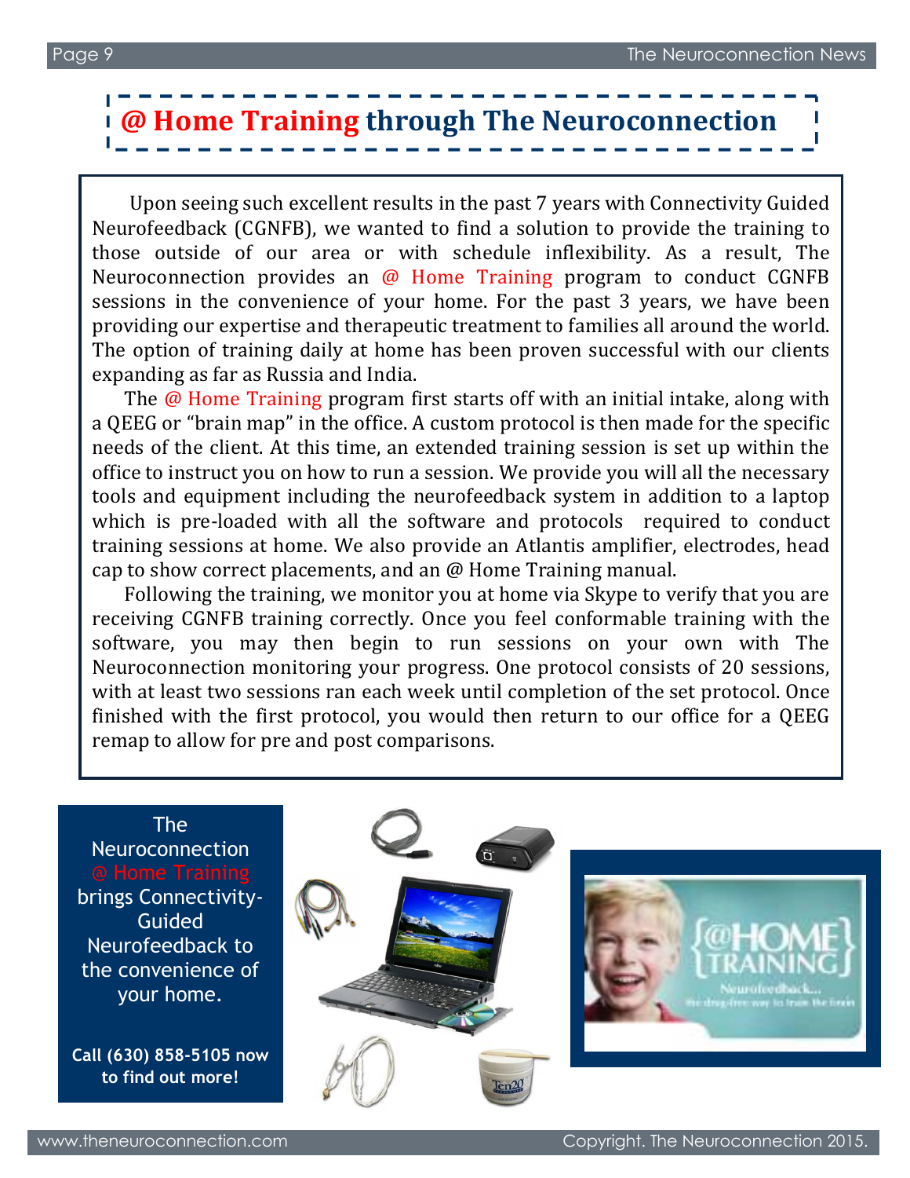# @ Home Training through The Neuroconnection

Upon seeing such excellent results in the past 7 years with Connectivity Guided Neurofeedback (CGNFB), we wanted to find a solution to provide the training to those outside of our area or with schedule inflexibility. As a result, The Neuroconnection provides an @ Home Training program to conduct CGNFB sessions in the convenience of your home. For the past 3 years, we have been providing our expertise and therapeutic treatment to families all around the world. The option of training daily at home has been proven successful with our clients expanding as far as Russia and India.

The @ Home Training program first starts off with an initial intake, along with a QEEG or "brain map" in the office. A custom protocol is then made for the specific needs of the client. At this time, an extended training session is set up within the office to instruct you on how to run a session. We provide you will all the necessary tools and equipment including the neurofeedback system in addition to a laptop which is pre-loaded with all the software and protocols required to conduct training sessions at home. We also provide an Atlantis amplifier, electrodes, head cap to show correct placements, and an @ Home Training manual.

Following the training, we monitor you at home via Skype to verify that you are receiving CGNFB training correctly. Once you feel conformable training with the software, you may then begin to run sessions on your own with The Neuroconnection monitoring your progress. One protocol consists of 20 sessions, with at least two sessions ran each week until completion of the set protocol. Once finished with the first protocol, you would then return to our office for a QEEG remap to allow for pre and post comparisons.

The Neuroconnection @ Home Training brings Connectivity-Guided Neurofeedback to the convenience of your home.

**Call (630) 858-5105 now to find out more!**

{@HOME TRAINING}

Neurofeedback... the drug-free way to train the brain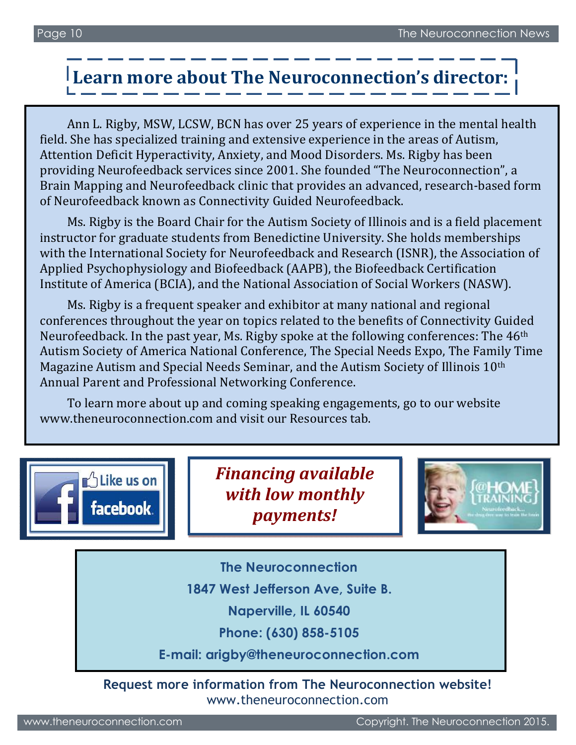# Learn more about The Neuroconnection's director:

Ann L. Rigby, MSW, LCSW, BCN has over 25 years of experience in the mental health field. She has specialized training and extensive experience in the areas of Autism, Attention Deficit Hyperactivity, Anxiety, and Mood Disorders. Ms. Rigby has been providing Neurofeedback services since 2001. She founded "The Neuroconnection", a Brain Mapping and Neurofeedback clinic that provides an advanced, research-based form of Neurofeedback known as Connectivity Guided Neurofeedback.

Ms. Rigby is the Board Chair for the Autism Society of Illinois and is a field placement instructor for graduate students from Benedictine University. She holds memberships with the International Society for Neurofeedback and Research (ISNR), the Association of Applied Psychophysiology and Biofeedback (AAPB), the Biofeedback Certification Institute of America (BCIA), and the National Association of Social Workers (NASW).

Ms. Rigby is a frequent speaker and exhibitor at many national and regional conferences throughout the year on topics related to the benefits of Connectivity Guided Neurofeedback. In the past year, Ms. Rigby spoke at the following conferences: The 46th Autism Society of America National Conference, The Special Needs Expo, The Family Time Magazine Autism and Special Needs Seminar, and the Autism Society of Illinois 10th Annual Parent and Professional Networking Conference.

To learn more about up and coming speaking engagements, go to our website www.theneuroconnection.com and visit our Resources tab.

Like us on facebook

***Financing available with low monthly payments!***

{@HOME TRAINING} Neurofeedback... the drug-free way to train the brain

**The Neuroconnection**

**1847 West Jefferson Ave, Suite B.**

**Naperville, IL 60540**

**Phone: (630) 858-5105**

**E-mail: arigby@theneuroconnection.com**

**Request more information from The Neuroconnection website!**
www.theneuroconnection.com